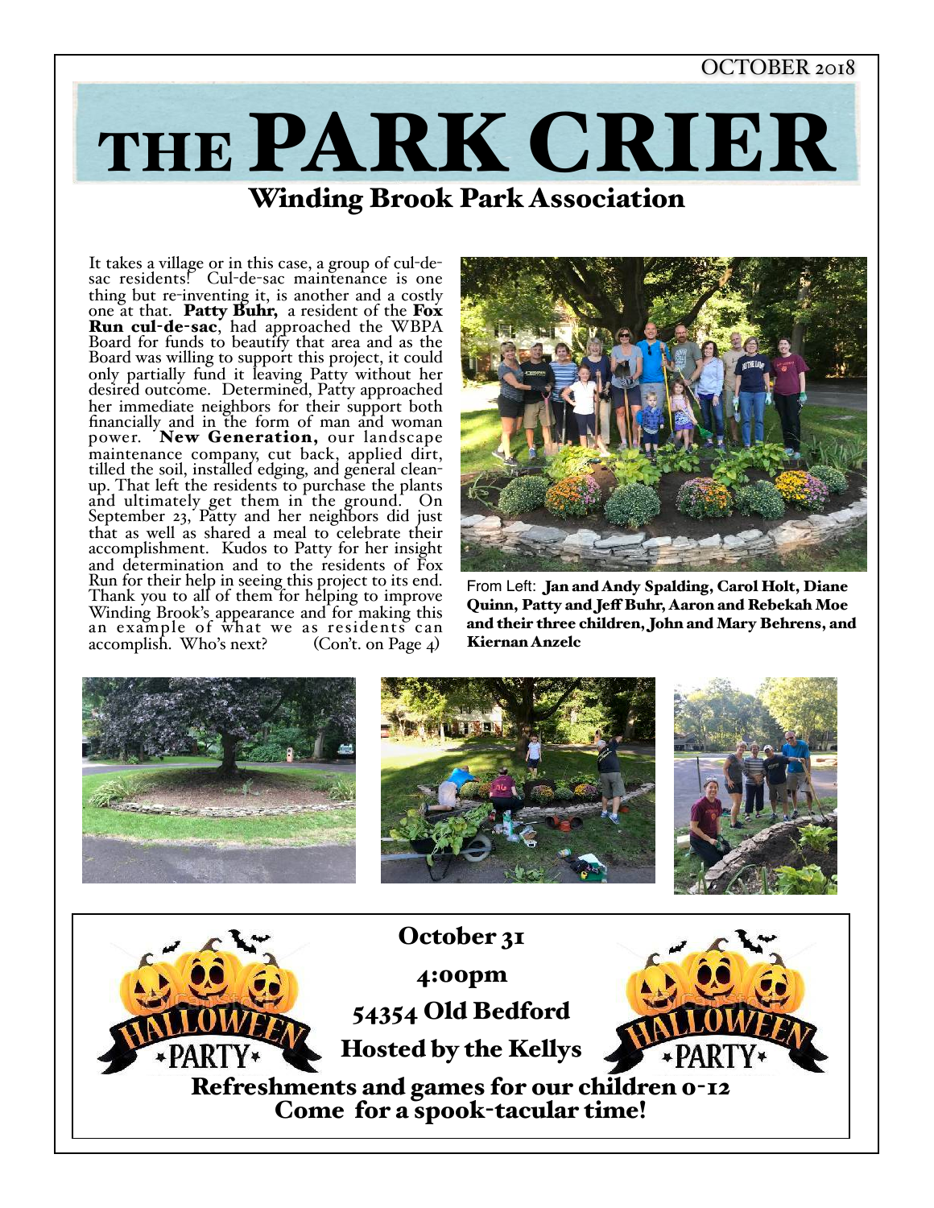OCTOBER 2018

# THE PARK CRIER

## Winding Brook Park Association

It takes a village or in this case, a group of cul-de-sac residents! Cul-de-sac maintenance is one thing but re-inventing it, is another and a costly one at that. **Patty Buhr,** a resident of the **Fox Run cul-de-sac**, had approached the WBPA Board for funds to beautify that area and as the Board was willing to support this project, it could only partially fund it leaving Patty without her desired outcome. Determined, Patty approached her immediate neighbors for their support both financially and in the form of man and woman power. **New Generation,** our landscape maintenance company, cut back, applied dirt, tilled the soil, installed edging, and general clean-up. That left the residents to purchase the plants and ultimately get them in the ground. On September 23, Patty and her neighbors did just that as well as shared a meal to celebrate their accomplishment. Kudos to Patty for her insight and determination and to the residents of Fox Run for their help in seeing this project to its end. Thank you to all of them for helping to improve Winding Brook's appearance and for making this an example of what we as residents can accomplish. Who's next? (Con't. on Page 4)

From Left: **Jan and Andy Spalding, Carol Holt, Diane Quinn, Patty and Jeff Buhr, Aaron and Rebekah Moe and their three children, John and Mary Behrens, and Kiernan Anzelc**

**HALLOWEEN PARTY**

**October 31**

**4:00pm**

**54354 Old Bedford**

**Hosted by the Kellys**

**Refreshments and games for our children 0-12**
**Come for a spook-tacular time!**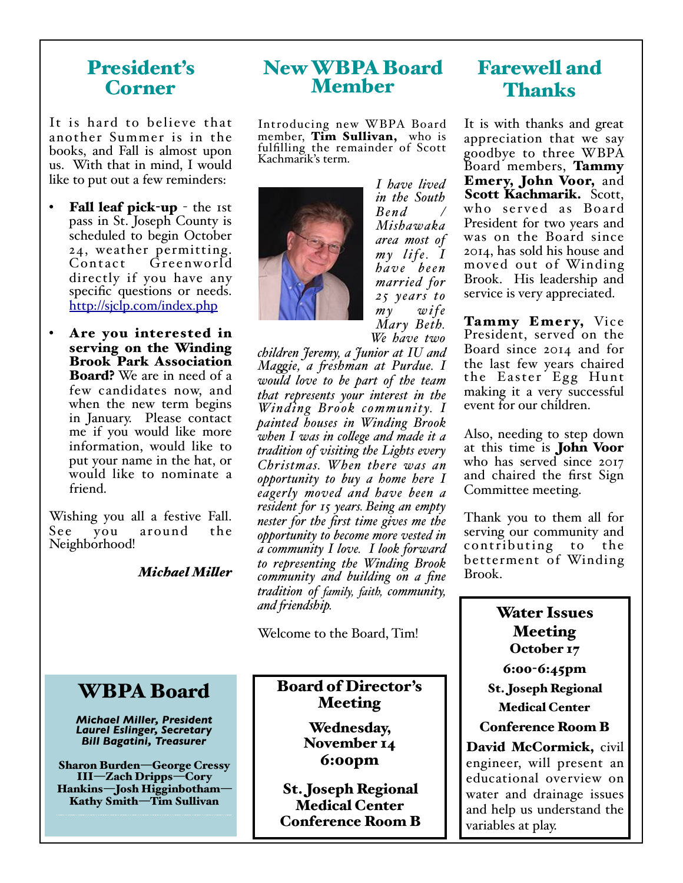## President's Corner

It is hard to believe that another Summer is in the books, and Fall is almost upon us. With that in mind, I would like to put out a few reminders:

- **Fall leaf pick-up** - the 1st pass in St. Joseph County is scheduled to begin October 24, weather permitting. Contact Greenworld directly if you have any specific questions or needs. http://sjclp.com/index.php
- **Are you interested in serving on the Winding Brook Park Association Board?** We are in need of a few candidates now, and when the new term begins in January. Please contact me if you would like more information, would like to put your name in the hat, or would like to nominate a friend.

Wishing you all a festive Fall. See you around the Neighborhood!

***Michael Miller***

## New WBPA Board Member

Introducing new WBPA Board member, **Tim Sullivan,** who is fulfilling the remainder of Scott Kachmarik's term.

*I have lived in the South Bend / Mishawaka area most of my life. I have been married for 25 years to my wife Mary Beth. We have two children Jeremy, a Junior at IU and Maggie, a freshman at Purdue. I would love to be part of the team that represents your interest in the Winding Brook community. I painted houses in Winding Brook when I was in college and made it a tradition of visiting the Lights every Christmas. When there was an opportunity to buy a home here I eagerly moved and have been a resident for 15 years. Being an empty nester for the first time gives me the opportunity to become more vested in a community I love. I look forward to representing the Winding Brook community and building on a fine tradition of family, faith, community, and friendship.*

Welcome to the Board, Tim!

## Farewell and Thanks

It is with thanks and great appreciation that we say goodbye to three WBPA Board members, **Tammy Emery, John Voor,** and **Scott Kachmarik.** Scott, who served as Board President for two years and was on the Board since 2014, has sold his house and moved out of Winding Brook. His leadership and service is very appreciated.

**Tammy Emery,** Vice President, served on the Board since 2014 and for the last few years chaired the Easter Egg Hunt making it a very successful event for our children.

Also, needing to step down at this time is **John Voor** who has served since 2017 and chaired the first Sign Committee meeting.

Thank you to them all for serving our community and contributing to the betterment of Winding Brook.

## WBPA Board

***Michael Miller, President***
***Laurel Eslinger, Secretary***
***Bill Bagatini, Treasurer***

**Sharon Burden—George Cressy III—Zach Dripps—Cory Hankins—Josh Higginbotham—Kathy Smith—Tim Sullivan**

## Board of Director's Meeting

**Wednesday, November 14**
**6:00pm**

**St. Joseph Regional Medical Center Conference Room B**

## Water Issues Meeting

**October 17**

**6:00-6:45pm**

**St. Joseph Regional Medical Center**

**Conference Room B**

**David McCormick,** civil engineer, will present an educational overview on water and drainage issues and help us understand the variables at play.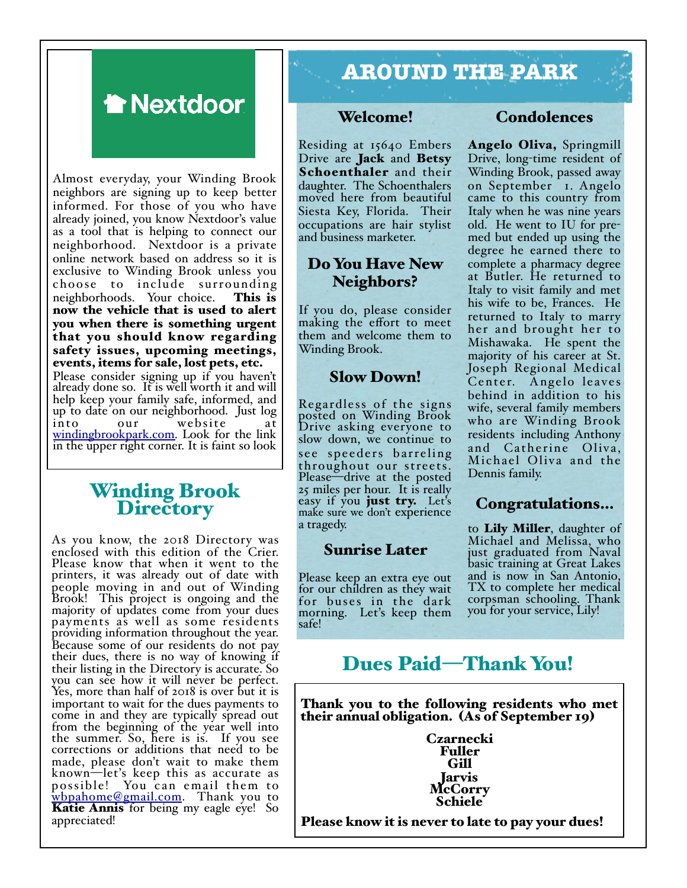## Nextdoor

Almost everyday, your Winding Brook neighbors are signing up to keep better informed. For those of you who have already joined, you know Nextdoor's value as a tool that is helping to connect our neighborhood. Nextdoor is a private online network based on address so it is exclusive to Winding Brook unless you choose to include surrounding neighborhoods. Your choice. **This is now the vehicle that is used to alert you when there is something urgent that you should know regarding safety issues, upcoming meetings, events, items for sale, lost pets, etc.** Please consider signing up if you haven't already done so. It is well worth it and will help keep your family safe, informed, and up to date on our neighborhood. Just log into our website at windingbrookpark.com. Look for the link in the upper right corner. It is faint so look

## Winding Brook Directory

As you know, the 2018 Directory was enclosed with this edition of the Crier. Please know that when it went to the printers, it was already out of date with people moving in and out of Winding Brook! This project is ongoing and the majority of updates come from your dues payments as well as some residents providing information throughout the year. Because some of our residents do not pay their dues, there is no way of knowing if their listing in the Directory is accurate. So you can see how it will never be perfect. Yes, more than half of 2018 is over but it is important to wait for the dues payments to come in and they are typically spread out from the beginning of the year well into the summer. So, here is is. If you see corrections or additions that need to be made, please don't wait to make them known—let's keep this as accurate as possible! You can email them to wbpahome@gmail.com. Thank you to **Katie Annis** for being my eagle eye! So appreciated!

# AROUND THE PARK

### Welcome!

Residing at 15640 Embers Drive are **Jack** and **Betsy Schoenthaler** and their daughter. The Schoenthalers moved here from beautiful Siesta Key, Florida. Their occupations are hair stylist and business marketer.

### Do You Have New Neighbors?

If you do, please consider making the effort to meet them and welcome them to Winding Brook.

### Slow Down!

Regardless of the signs posted on Winding Brook Drive asking everyone to slow down, we continue to see speeders barreling throughout our streets. Please—drive at the posted 25 miles per hour. It is really easy if you **just try.** Let's make sure we don't experience a tragedy.

### Sunrise Later

Please keep an extra eye out for our children as they wait for buses in the dark morning. Let's keep them safe!

### Condolences

**Angelo Oliva,** Springmill Drive, long-time resident of Winding Brook, passed away on September 1. Angelo came to this country from Italy when he was nine years old. He went to IU for pre-med but ended up using the degree he earned there to complete a pharmacy degree at Butler. He returned to Italy to visit family and met his wife to be, Frances. He returned to Italy to marry her and brought her to Mishawaka. He spent the majority of his career at St. Joseph Regional Medical Center. Angelo leaves behind in addition to his wife, several family members who are Winding Brook residents including Anthony and Catherine Oliva, Michael Oliva and the Dennis family.

### Congratulations...

to **Lily Miller**, daughter of Michael and Melissa, who just graduated from Naval basic training at Great Lakes and is now in San Antonio, TX to complete her medical corpsman schooling. Thank you for your service, Lily!

## Dues Paid—Thank You!

**Thank you to the following residents who met their annual obligation. (As of September 19)**

**Czarnecki**
**Fuller**
**Gill**
**Jarvis**
**McCorry**
**Schiele**

**Please know it is never to late to pay your dues!**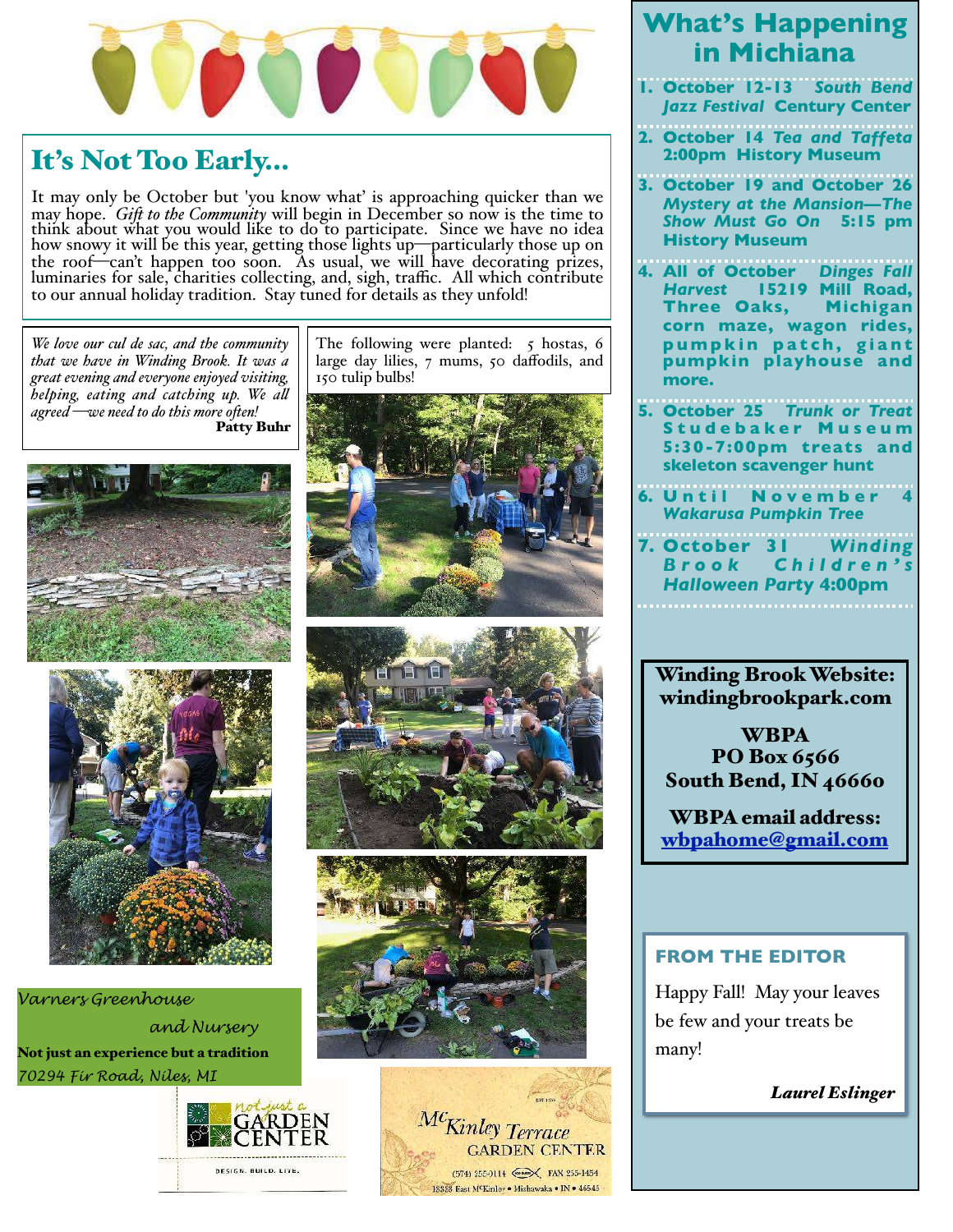## It's Not Too Early…

It may only be October but 'you know what' is approaching quicker than we may hope. *Gift to the Community* will begin in December so now is the time to think about what you would like to do to participate. Since we have no idea how snowy it will be this year, getting those lights up—particularly those up on the roof—can't happen too soon. As usual, we will have decorating prizes, luminaries for sale, charities collecting, and, sigh, traffic. All which contribute to our annual holiday tradition. Stay tuned for details as they unfold!

*We love our cul de sac, and the community that we have in Winding Brook. It was a great evening and everyone enjoyed visiting, helping, eating and catching up. We all agreed —we need to do this more often!*

**Patty Buhr**

The following were planted: 5 hostas, 6 large day lilies, 7 mums, 50 daffodils, and 150 tulip bulbs!

*Varners Greenhouse and Nursery*

**Not just an experience but a tradition**

*70294 Fir Road, Niles, MI*

not just a GARDEN CENTER

DESIGN. BUILD. LIVE.

McKinley Terrace GARDEN CENTER

(574) 255-0114 FAX 255-1454

18858 East McKinley • Mishawaka • IN • 46545

## What's Happening in Michiana

1. **October 12-13** ***South Bend Jazz Festival*** **Century Center**
2. **October 14** ***Tea and Taffeta*** **2:00pm History Museum**
3. **October 19 and October 26** ***Mystery at the Mansion—The Show Must Go On*** **5:15 pm History Museum**
4. **All of October** ***Dinges Fall Harvest*** **15219 Mill Road, Three Oaks, Michigan corn maze, wagon rides, pumpkin patch, giant pumpkin playhouse and more.**
5. **October 25** ***Trunk or Treat*** **Studebaker Museum 5:30-7:00pm treats and skeleton scavenger hunt**
6. **Until November 4** ***Wakarusa Pumpkin Tree***
7. **October 31** ***Winding Brook Children's Halloween Party*** **4:00pm**

**Winding Brook Website: windingbrookpark.com**

**WBPA**
**PO Box 6566**
**South Bend, IN 46660**

**WBPA email address:**
**wbpahome@gmail.com**

### FROM THE EDITOR

Happy Fall! May your leaves be few and your treats be many!

***Laurel Eslinger***